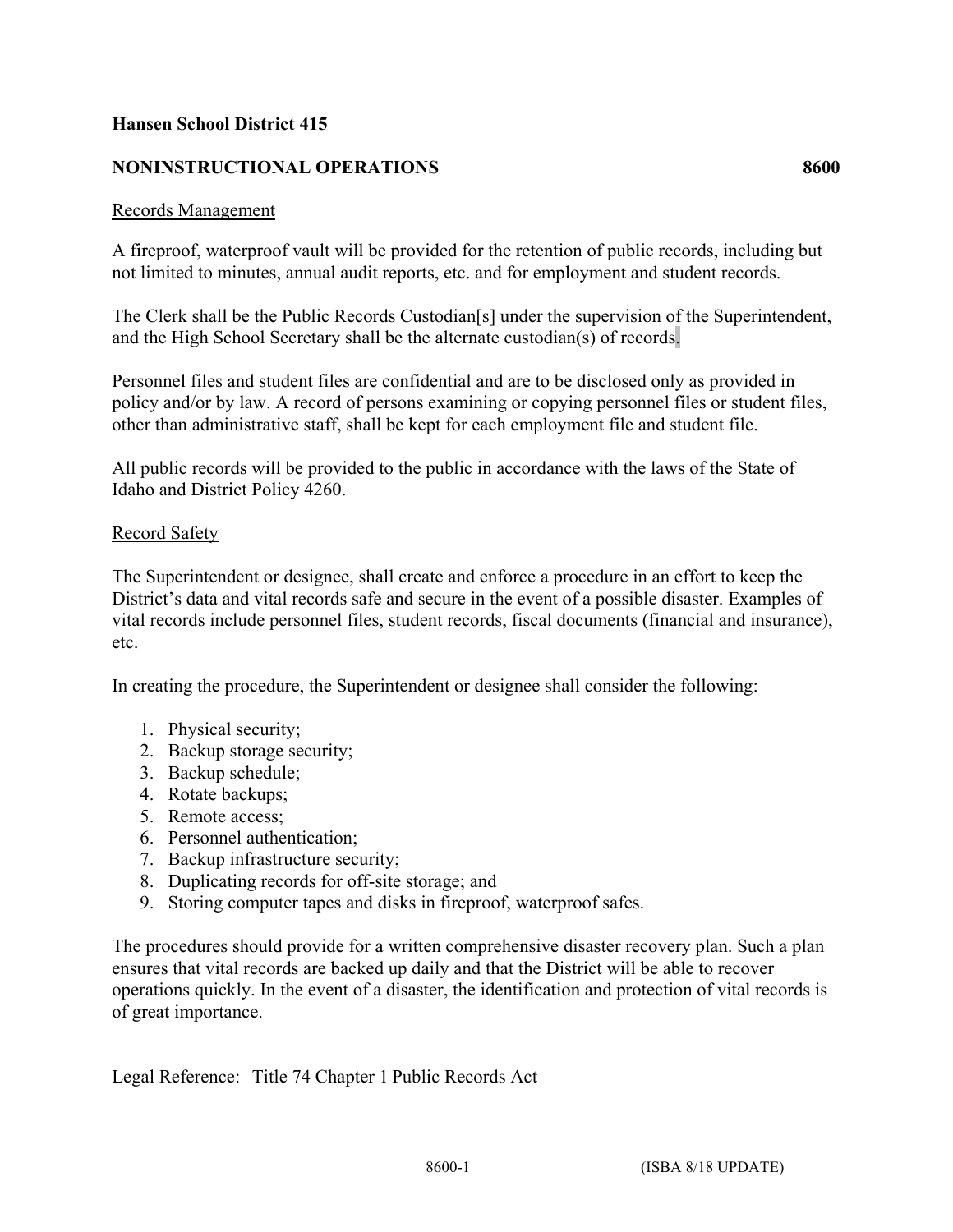**Hansen School District 415**

**NONINSTRUCTIONAL OPERATIONS 8600**

Records Management

A fireproof, waterproof vault will be provided for the retention of public records, including but not limited to minutes, annual audit reports, etc. and for employment and student records.

The Clerk shall be the Public Records Custodian[s] under the supervision of the Superintendent, and the High School Secretary shall be the alternate custodian(s) of records.

Personnel files and student files are confidential and are to be disclosed only as provided in policy and/or by law. A record of persons examining or copying personnel files or student files, other than administrative staff, shall be kept for each employment file and student file.

All public records will be provided to the public in accordance with the laws of the State of Idaho and District Policy 4260.

Record Safety

The Superintendent or designee, shall create and enforce a procedure in an effort to keep the District's data and vital records safe and secure in the event of a possible disaster. Examples of vital records include personnel files, student records, fiscal documents (financial and insurance), etc.

In creating the procedure, the Superintendent or designee shall consider the following:

1. Physical security;
2. Backup storage security;
3. Backup schedule;
4. Rotate backups;
5. Remote access;
6. Personnel authentication;
7. Backup infrastructure security;
8. Duplicating records for off-site storage; and
9. Storing computer tapes and disks in fireproof, waterproof safes.

The procedures should provide for a written comprehensive disaster recovery plan. Such a plan ensures that vital records are backed up daily and that the District will be able to recover operations quickly. In the event of a disaster, the identification and protection of vital records is of great importance.

Legal Reference: Title 74 Chapter 1 Public Records Act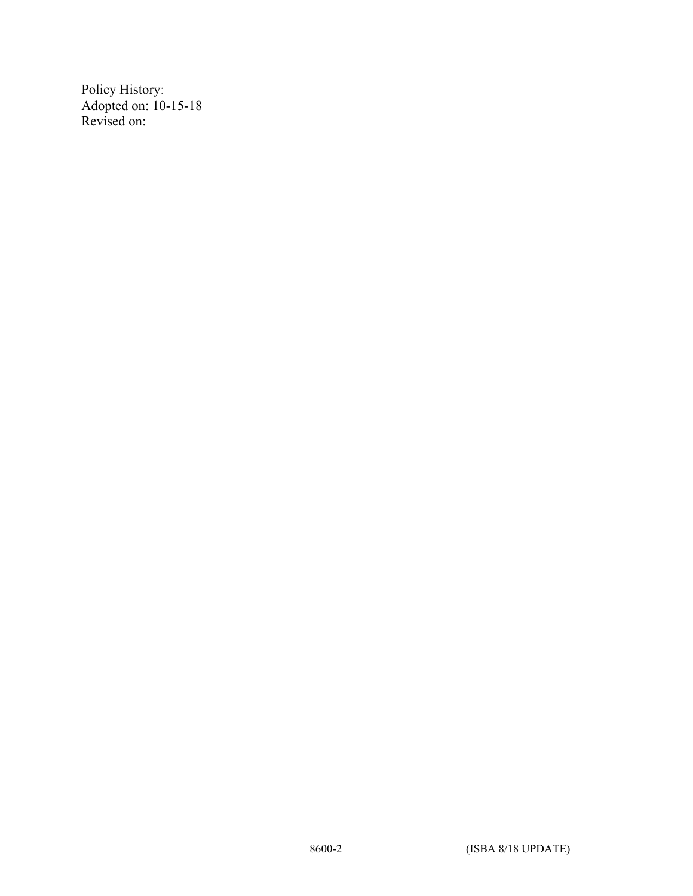Policy History:
Adopted on: 10-15-18
Revised on: